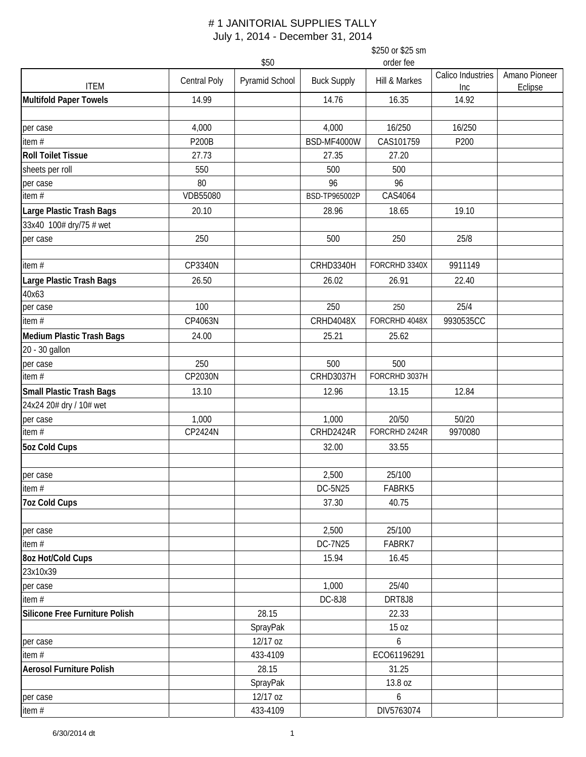# # 1 JANITORIAL SUPPLIES TALLY

## July 1, 2014 - December 31, 2014

| | | $50 | | $250 or $25 sm order fee | | |
|---|---|---|---|---|---|---|
| ITEM | Central Poly | Pyramid School | Buck Supply | Hill & Markes | Calico Industries Inc | Amano Pioneer Eclipse |
| **Multifold Paper Towels** | 14.99 | | 14.76 | 16.35 | 14.92 | |
| | | | | | | |
| per case | 4,000 | | 4,000 | 16/250 | 16/250 | |
| item # | P200B | | BSD-MF4000W | CAS101759 | P200 | |
| **Roll Toilet Tissue** | 27.73 | | 27.35 | 27.20 | | |
| sheets per roll | 550 | | 500 | 500 | | |
| per case | 80 | | 96 | 96 | | |
| item # | VDB55080 | | BSD-TP965002P | CAS4064 | | |
| **Large Plastic Trash Bags** | 20.10 | | 28.96 | 18.65 | 19.10 | |
| 33x40 100# dry/75 # wet | | | | | | |
| per case | 250 | | 500 | 250 | 25/8 | |
| | | | | | | |
| item # | CP3340N | | CRHD3340H | FORCRHD 3340X | 9911149 | |
| **Large Plastic Trash Bags** | 26.50 | | 26.02 | 26.91 | 22.40 | |
| 40x63 | | | | | | |
| per case | 100 | | 250 | 250 | 25/4 | |
| item # | CP4063N | | CRHD4048X | FORCRHD 4048X | 9930535CC | |
| **Medium Plastic Trash Bags** | 24.00 | | 25.21 | 25.62 | | |
| 20 - 30 gallon | | | | | | |
| per case | 250 | | 500 | 500 | | |
| item # | CP2030N | | CRHD3037H | FORCRHD 3037H | | |
| **Small Plastic Trash Bags** | 13.10 | | 12.96 | 13.15 | 12.84 | |
| 24x24 20# dry / 10# wet | | | | | | |
| per case | 1,000 | | 1,000 | 20/50 | 50/20 | |
| item # | CP2424N | | CRHD2424R | FORCRHD 2424R | 9970080 | |
| **5oz Cold Cups** | | | 32.00 | 33.55 | | |
| | | | | | | |
| per case | | | 2,500 | 25/100 | | |
| item # | | | DC-5N25 | FABRK5 | | |
| **7oz Cold Cups** | | | 37.30 | 40.75 | | |
| | | | | | | |
| per case | | | 2,500 | 25/100 | | |
| item # | | | DC-7N25 | FABRK7 | | |
| **8oz Hot/Cold Cups** | | | 15.94 | 16.45 | | |
| 23x10x39 | | | | | | |
| per case | | | 1,000 | 25/40 | | |
| item # | | | DC-8J8 | DRT8J8 | | |
| **Silicone Free Furniture Polish** | | 28.15 | | 22.33 | | |
| | | SprayPak | | 15 oz | | |
| per case | | 12/17 oz | | 6 | | |
| item # | | 433-4109 | | ECO61196291 | | |
| **Aerosol Furniture Polish** | | 28.15 | | 31.25 | | |
| | | SprayPak | | 13.8 oz | | |
| per case | | 12/17 oz | | 6 | | |
| item # | | 433-4109 | | DIV5763074 | | |

6/30/2014 dt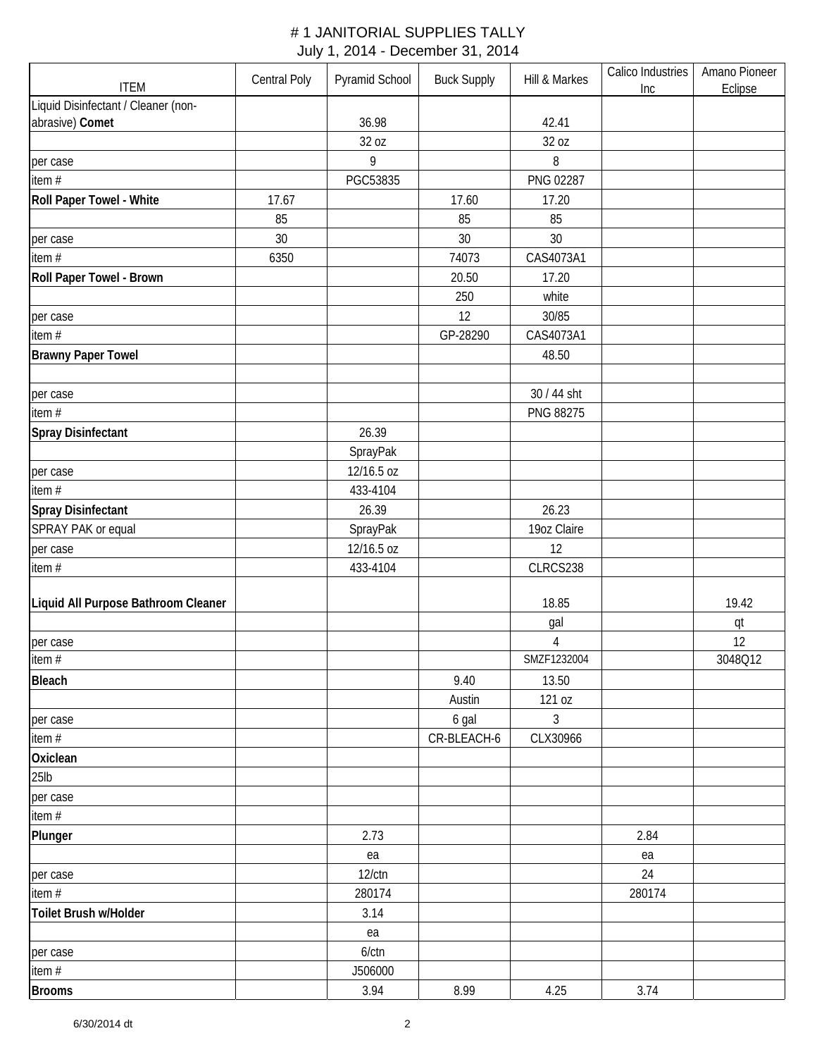# # 1 JANITORIAL SUPPLIES TALLY

July 1, 2014 - December 31, 2014

| ITEM | Central Poly | Pyramid School | Buck Supply | Hill & Markes | Calico Industries Inc | Amano Pioneer Eclipse |
|---|---|---|---|---|---|---|
| Liquid Disinfectant / Cleaner (non-abrasive) **Comet** | | 36.98 | | 42.41 | | |
| | | 32 oz | | 32 oz | | |
| per case | | 9 | | 8 | | |
| item # | | PGC53835 | | PNG 02287 | | |
| **Roll Paper Towel - White** | 17.67 | | 17.60 | 17.20 | | |
| | 85 | | 85 | 85 | | |
| per case | 30 | | 30 | 30 | | |
| item # | 6350 | | 74073 | CAS4073A1 | | |
| **Roll Paper Towel - Brown** | | | 20.50 | 17.20 | | |
| | | | 250 | white | | |
| per case | | | 12 | 30/85 | | |
| item # | | | GP-28290 | CAS4073A1 | | |
| **Brawny Paper Towel** | | | | 48.50 | | |
| | | | | | | |
| per case | | | | 30 / 44 sht | | |
| item # | | | | PNG 88275 | | |
| **Spray Disinfectant** | | 26.39 | | | | |
| | | SprayPak | | | | |
| per case | | 12/16.5 oz | | | | |
| item # | | 433-4104 | | | | |
| **Spray Disinfectant** | | 26.39 | | 26.23 | | |
| SPRAY PAK or equal | | SprayPak | | 19oz Claire | | |
| per case | | 12/16.5 oz | | 12 | | |
| item # | | 433-4104 | | CLRCS238 | | |
| **Liquid All Purpose Bathroom Cleaner** | | | | 18.85 | | 19.42 |
| | | | | gal | | qt |
| per case | | | | 4 | | 12 |
| item # | | | | SMZF1232004 | | 3048Q12 |
| **Bleach** | | | 9.40 | 13.50 | | |
| | | | Austin | 121 oz | | |
| per case | | | 6 gal | 3 | | |
| item # | | | CR-BLEACH-6 | CLX30966 | | |
| **Oxiclean** | | | | | | |
| 25lb | | | | | | |
| per case | | | | | | |
| item # | | | | | | |
| **Plunger** | | 2.73 | | | 2.84 | |
| | | ea | | | ea | |
| per case | | 12/ctn | | | 24 | |
| item # | | 280174 | | | 280174 | |
| **Toilet Brush w/Holder** | | 3.14 | | | | |
| | | ea | | | | |
| per case | | 6/ctn | | | | |
| item # | | J506000 | | | | |
| **Brooms** | | 3.94 | 8.99 | 4.25 | 3.74 | |

6/30/2014 dt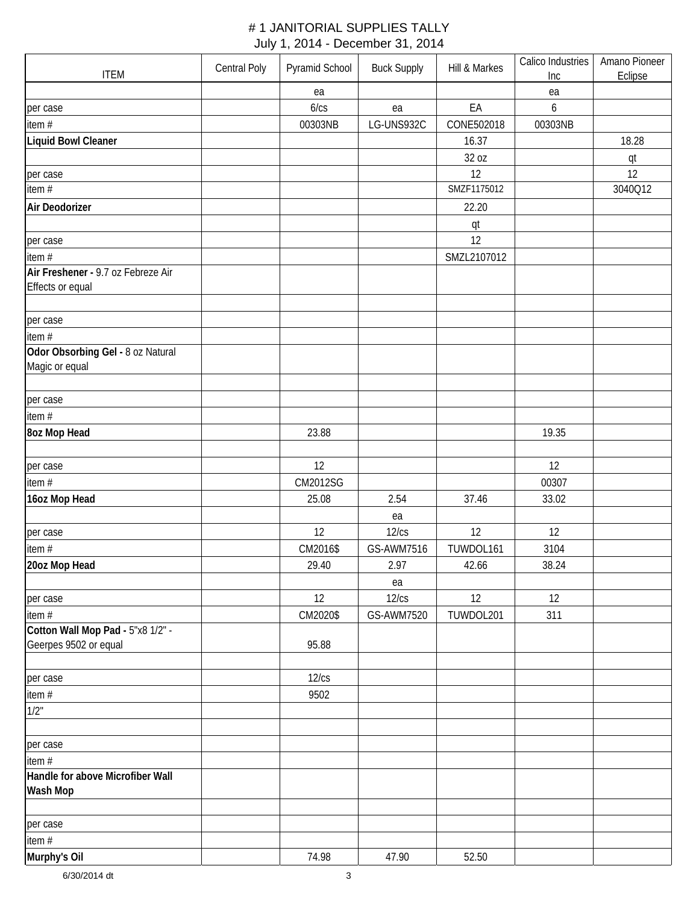# # 1 JANITORIAL SUPPLIES TALLY

July 1, 2014 - December 31, 2014

| ITEM | Central Poly | Pyramid School | Buck Supply | Hill & Markes | Calico Industries Inc | Amano Pioneer Eclipse |
|---|---|---|---|---|---|---|
| | | ea | | | ea | |
| per case | | 6/cs | ea | EA | 6 | |
| item # | | 00303NB | LG-UNS932C | CONE502018 | 00303NB | |
| **Liquid Bowl Cleaner** | | | | 16.37 | | 18.28 |
| | | | | 32 oz | | qt |
| per case | | | | 12 | | 12 |
| item # | | | | SMZF1175012 | | 3040Q12 |
| **Air Deodorizer** | | | | 22.20 | | |
| | | | | qt | | |
| per case | | | | 12 | | |
| item # | | | | SMZL2107012 | | |
| **Air Freshener -** 9.7 oz Febreze Air Effects or equal | | | | | | |
| | | | | | | |
| per case | | | | | | |
| item # | | | | | | |
| **Odor Obsorbing Gel -** 8 oz Natural Magic or equal | | | | | | |
| | | | | | | |
| per case | | | | | | |
| item # | | | | | | |
| **8oz Mop Head** | | 23.88 | | | 19.35 | |
| | | | | | | |
| per case | | 12 | | | 12 | |
| item # | | CM2012SG | | | 00307 | |
| **16oz Mop Head** | | 25.08 | 2.54 | 37.46 | 33.02 | |
| | | | ea | | | |
| per case | | 12 | 12/cs | 12 | 12 | |
| item # | | CM2016$ | GS-AWM7516 | TUWDOL161 | 3104 | |
| **20oz Mop Head** | | 29.40 | 2.97 | 42.66 | 38.24 | |
| | | | ea | | | |
| per case | | 12 | 12/cs | 12 | 12 | |
| item # | | CM2020$ | GS-AWM7520 | TUWDOL201 | 311 | |
| **Cotton Wall Mop Pad -** 5"x8 1/2" - Geerpes 9502 or equal | | 95.88 | | | | |
| | | | | | | |
| per case | | 12/cs | | | | |
| item # | | 9502 | | | | |
| 1/2" | | | | | | |
| | | | | | | |
| per case | | | | | | |
| item # | | | | | | |
| **Handle for above Microfiber Wall Wash Mop** | | | | | | |
| | | | | | | |
| per case | | | | | | |
| item # | | | | | | |
| **Murphy's Oil** | | 74.98 | 47.90 | 52.50 | | |

6/30/2014 dt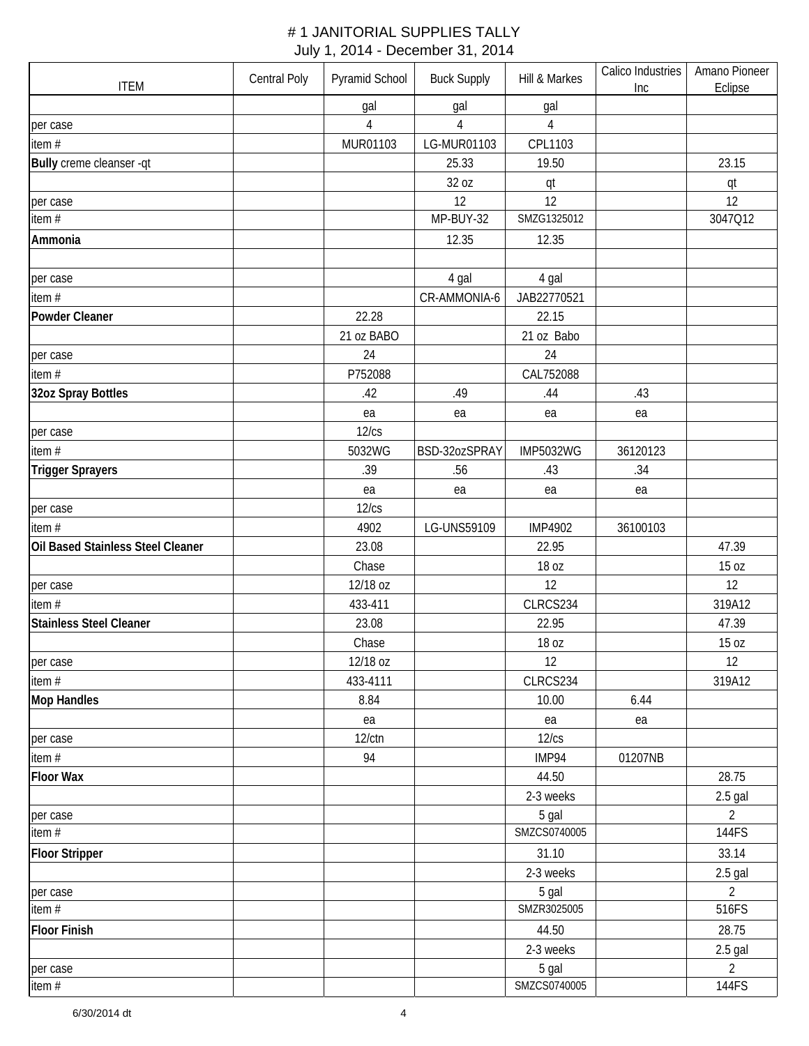# # 1 JANITORIAL SUPPLIES TALLY

July 1, 2014 - December 31, 2014

| ITEM | Central Poly | Pyramid School | Buck Supply | Hill & Markes | Calico Industries Inc | Amano Pioneer Eclipse |
|---|---|---|---|---|---|---|
| | | gal | gal | gal | | |
| per case | | 4 | 4 | 4 | | |
| item # | | MUR01103 | LG-MUR01103 | CPL1103 | | |
| **Bully** creme cleanser -qt | | | 25.33 | 19.50 | | 23.15 |
| | | | 32 oz | qt | | qt |
| per case | | | 12 | 12 | | 12 |
| item # | | | MP-BUY-32 | SMZG1325012 | | 3047Q12 |
| **Ammonia** | | | 12.35 | 12.35 | | |
| | | | | | | |
| per case | | | 4 gal | 4 gal | | |
| item # | | | CR-AMMONIA-6 | JAB22770521 | | |
| **Powder Cleaner** | | 22.28 | | 22.15 | | |
| | | 21 oz BABO | | 21 oz Babo | | |
| per case | | 24 | | 24 | | |
| item # | | P752088 | | CAL752088 | | |
| **32oz Spray Bottles** | | .42 | .49 | .44 | .43 | |
| | | ea | ea | ea | ea | |
| per case | | 12/cs | | | | |
| item # | | 5032WG | BSD-32ozSPRAY | IMP5032WG | 36120123 | |
| **Trigger Sprayers** | | .39 | .56 | .43 | .34 | |
| | | ea | ea | ea | ea | |
| per case | | 12/cs | | | | |
| item # | | 4902 | LG-UNS59109 | IMP4902 | 36100103 | |
| **Oil Based Stainless Steel Cleaner** | | 23.08 | | 22.95 | | 47.39 |
| | | Chase | | 18 oz | | 15 oz |
| per case | | 12/18 oz | | 12 | | 12 |
| item # | | 433-411 | | CLRCS234 | | 319A12 |
| **Stainless Steel Cleaner** | | 23.08 | | 22.95 | | 47.39 |
| | | Chase | | 18 oz | | 15 oz |
| per case | | 12/18 oz | | 12 | | 12 |
| item # | | 433-4111 | | CLRCS234 | | 319A12 |
| **Mop Handles** | | 8.84 | | 10.00 | 6.44 | |
| | | ea | | ea | ea | |
| per case | | 12/ctn | | 12/cs | | |
| item # | | 94 | | IMP94 | 01207NB | |
| **Floor Wax** | | | | 44.50 | | 28.75 |
| | | | | 2-3 weeks | | 2.5 gal |
| per case | | | | 5 gal | | 2 |
| item # | | | | SMZCS0740005 | | 144FS |
| **Floor Stripper** | | | | 31.10 | | 33.14 |
| | | | | 2-3 weeks | | 2.5 gal |
| per case | | | | 5 gal | | 2 |
| item # | | | | SMZR3025005 | | 516FS |
| **Floor Finish** | | | | 44.50 | | 28.75 |
| | | | | 2-3 weeks | | 2.5 gal |
| per case | | | | 5 gal | | 2 |
| item # | | | | SMZCS0740005 | | 144FS |

6/30/2014 dt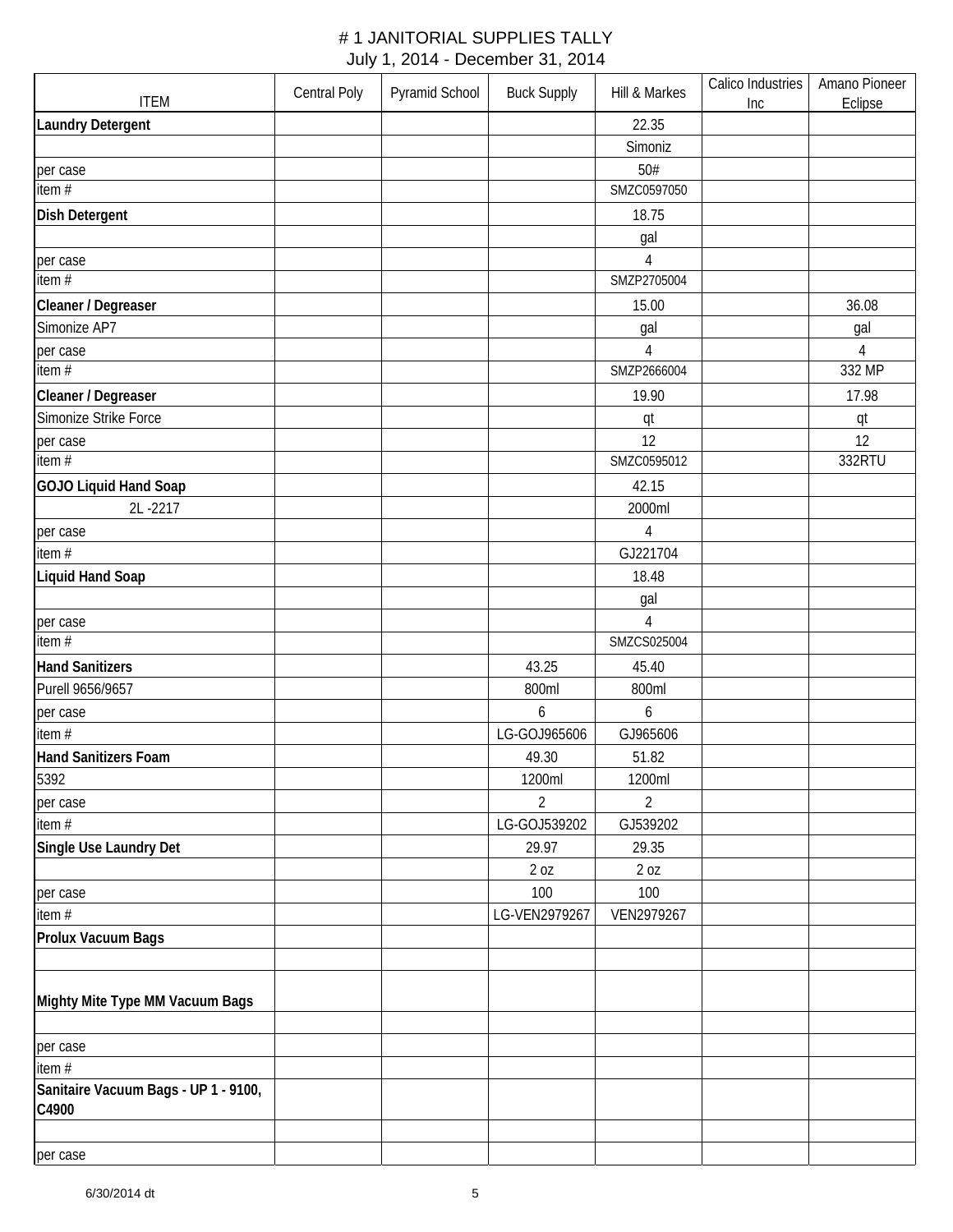／# # 1 JANITORIAL SUPPLIES TALLY

July 1, 2014 - December 31, 2014

| ITEM | Central Poly | Pyramid School | Buck Supply | Hill & Markes | Calico Industries Inc | Amano Pioneer Eclipse |
|---|---|---|---|---|---|---|
| **Laundry Detergent** | | | | 22.35 | | |
| | | | | Simoniz | | |
| per case | | | | 50# | | |
| item # | | | | SMZC0597050 | | |
| **Dish Detergent** | | | | 18.75 | | |
| | | | | gal | | |
| per case | | | | 4 | | |
| item # | | | | SMZP2705004 | | |
| **Cleaner / Degreaser** | | | | 15.00 | | 36.08 |
| Simonize AP7 | | | | gal | | gal |
| per case | | | | 4 | | 4 |
| item # | | | | SMZP2666004 | | 332 MP |
| **Cleaner / Degreaser** | | | | 19.90 | | 17.98 |
| Simonize Strike Force | | | | qt | | qt |
| per case | | | | 12 | | 12 |
| item # | | | | SMZC0595012 | | 332RTU |
| **GOJO Liquid Hand Soap** | | | | 42.15 | | |
| 2L -2217 | | | | 2000ml | | |
| per case | | | | 4 | | |
| item # | | | | GJ221704 | | |
| **Liquid Hand Soap** | | | | 18.48 | | |
| | | | | gal | | |
| per case | | | | 4 | | |
| item # | | | | SMZCS025004 | | |
| **Hand Sanitizers** | | | 43.25 | 45.40 | | |
| Purell 9656/9657 | | | 800ml | 800ml | | |
| per case | | | 6 | 6 | | |
| item # | | | LG-GOJ965606 | GJ965606 | | |
| **Hand Sanitizers Foam** | | | 49.30 | 51.82 | | |
| 5392 | | | 1200ml | 1200ml | | |
| per case | | | 2 | 2 | | |
| item # | | | LG-GOJ539202 | GJ539202 | | |
| **Single Use Laundry Det** | | | 29.97 | 29.35 | | |
| | | | 2 oz | 2 oz | | |
| per case | | | 100 | 100 | | |
| item # | | | LG-VEN2979267 | VEN2979267 | | |
| **Prolux Vacuum Bags** | | | | | | |
| | | | | | | |
| **Mighty Mite Type MM Vacuum Bags** | | | | | | |
| | | | | | | |
| per case | | | | | | |
| item # | | | | | | |
| **Sanitaire Vacuum Bags - UP 1 - 9100, C4900** | | | | | | |
| | | | | | | |
| per case | | | | | | |

6/30/2014 dt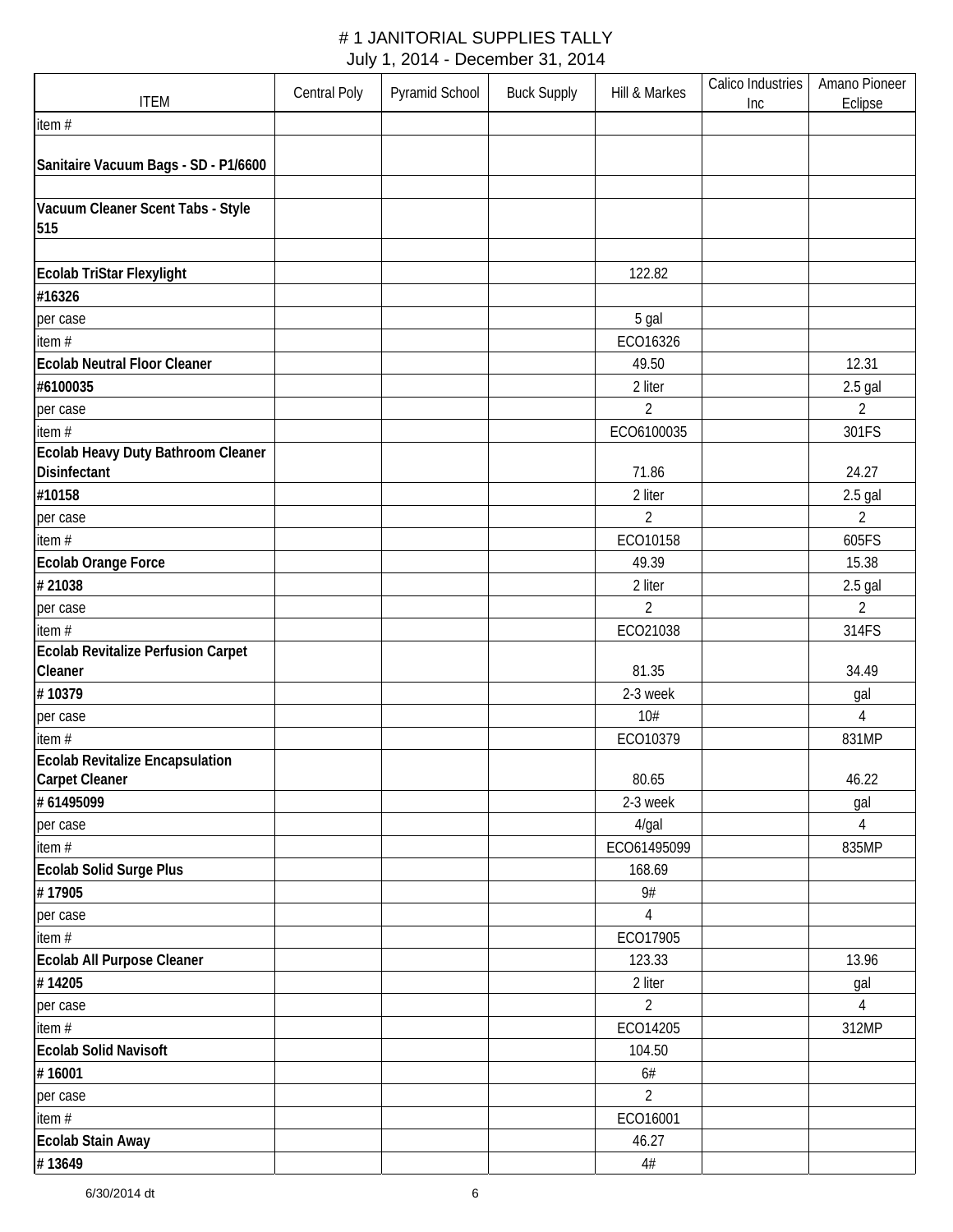# # 1 JANITORIAL SUPPLIES TALLY

July 1, 2014 - December 31, 2014

| ITEM | Central Poly | Pyramid School | Buck Supply | Hill & Markes | Calico Industries Inc | Amano Pioneer Eclipse |
|---|---|---|---|---|---|---|
| item # | | | | | | |
| **Sanitaire Vacuum Bags - SD - P1/6600** | | | | | | |
| | | | | | | |
| **Vacuum Cleaner Scent Tabs - Style 515** | | | | | | |
| | | | | | | |
| **Ecolab TriStar Flexylight** | | | | 122.82 | | |
| **#16326** | | | | | | |
| per case | | | | 5 gal | | |
| item # | | | | ECO16326 | | |
| **Ecolab Neutral Floor Cleaner** | | | | 49.50 | | 12.31 |
| **#6100035** | | | | 2 liter | | 2.5 gal |
| per case | | | | 2 | | 2 |
| item # | | | | ECO6100035 | | 301FS |
| **Ecolab Heavy Duty Bathroom Cleaner Disinfectant** | | | | 71.86 | | 24.27 |
| **#10158** | | | | 2 liter | | 2.5 gal |
| per case | | | | 2 | | 2 |
| item # | | | | ECO10158 | | 605FS |
| **Ecolab Orange Force** | | | | 49.39 | | 15.38 |
| **# 21038** | | | | 2 liter | | 2.5 gal |
| per case | | | | 2 | | 2 |
| item # | | | | ECO21038 | | 314FS |
| **Ecolab Revitalize Perfusion Carpet Cleaner** | | | | 81.35 | | 34.49 |
| **# 10379** | | | | 2-3 week | | gal |
| per case | | | | 10# | | 4 |
| item # | | | | ECO10379 | | 831MP |
| **Ecolab Revitalize Encapsulation Carpet Cleaner** | | | | 80.65 | | 46.22 |
| **# 61495099** | | | | 2-3 week | | gal |
| per case | | | | 4/gal | | 4 |
| item # | | | | ECO61495099 | | 835MP |
| **Ecolab Solid Surge Plus** | | | | 168.69 | | |
| **# 17905** | | | | 9# | | |
| per case | | | | 4 | | |
| item # | | | | ECO17905 | | |
| **Ecolab All Purpose Cleaner** | | | | 123.33 | | 13.96 |
| **# 14205** | | | | 2 liter | | gal |
| per case | | | | 2 | | 4 |
| item # | | | | ECO14205 | | 312MP |
| **Ecolab Solid Navisoft** | | | | 104.50 | | |
| **# 16001** | | | | 6# | | |
| per case | | | | 2 | | |
| item # | | | | ECO16001 | | |
| **Ecolab Stain Away** | | | | 46.27 | | |
| **# 13649** | | | | 4# | | |

6/30/2014 dt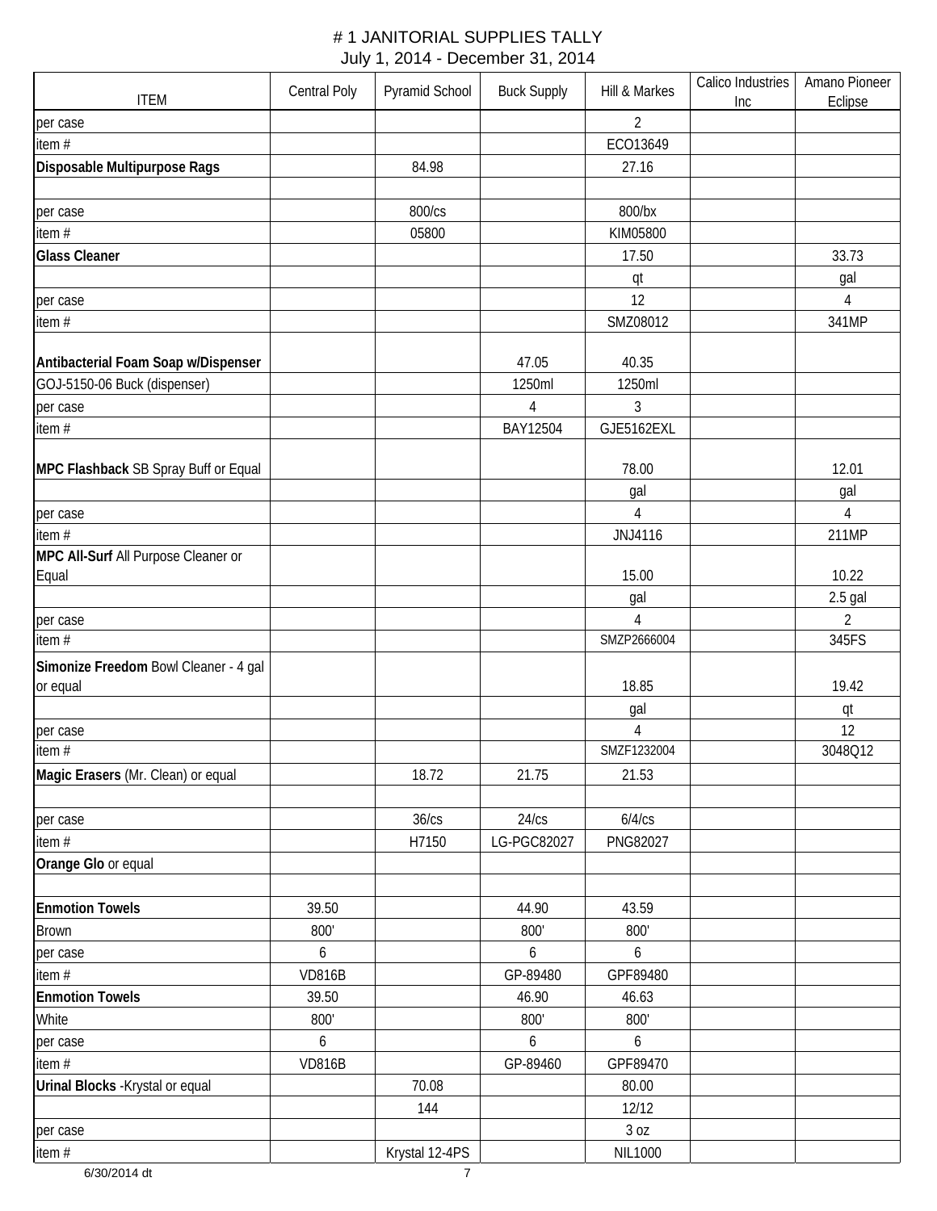# # 1 JANITORIAL SUPPLIES TALLY

July 1, 2014 - December 31, 2014

| ITEM | Central Poly | Pyramid School | Buck Supply | Hill & Markes | Calico Industries Inc | Amano Pioneer Eclipse |
|---|---|---|---|---|---|---|
| per case | | | | 2 | | |
| item # | | | | ECO13649 | | |
| **Disposable Multipurpose Rags** | | 84.98 | | 27.16 | | |
| | | | | | | |
| per case | | 800/cs | | 800/bx | | |
| item # | | 05800 | | KIM05800 | | |
| **Glass Cleaner** | | | | 17.50 | | 33.73 |
| | | | | qt | | gal |
| per case | | | | 12 | | 4 |
| item # | | | | SMZ08012 | | 341MP |
| **Antibacterial Foam Soap w/Dispenser** | | | 47.05 | 40.35 | | |
| GOJ-5150-06 Buck (dispenser) | | | 1250ml | 1250ml | | |
| per case | | | 4 | 3 | | |
| item # | | | BAY12504 | GJE5162EXL | | |
| **MPC Flashback** SB Spray Buff or Equal | | | | 78.00 | | 12.01 |
| | | | | gal | | gal |
| per case | | | | 4 | | 4 |
| item # | | | | JNJ4116 | | 211MP |
| **MPC All-Surf** All Purpose Cleaner or Equal | | | | 15.00 | | 10.22 |
| | | | | gal | | 2.5 gal |
| per case | | | | 4 | | 2 |
| item # | | | | SMZP2666004 | | 345FS |
| **Simonize Freedom** Bowl Cleaner - 4 gal or equal | | | | 18.85 | | 19.42 |
| | | | | gal | | qt |
| per case | | | | 4 | | 12 |
| item # | | | | SMZF1232004 | | 3048Q12 |
| **Magic Erasers** (Mr. Clean) or equal | | 18.72 | 21.75 | 21.53 | | |
| | | | | | | |
| per case | | 36/cs | 24/cs | 6/4/cs | | |
| item # | | H7150 | LG-PGC82027 | PNG82027 | | |
| **Orange Glo** or equal | | | | | | |
| | | | | | | |
| **Enmotion Towels** | 39.50 | | 44.90 | 43.59 | | |
| Brown | 800' | | 800' | 800' | | |
| per case | 6 | | 6 | 6 | | |
| item # | VD816B | | GP-89480 | GPF89480 | | |
| **Enmotion Towels** | 39.50 | | 46.90 | 46.63 | | |
| White | 800' | | 800' | 800' | | |
| per case | 6 | | 6 | 6 | | |
| item # | VD816B | | GP-89460 | GPF89470 | | |
| **Urinal Blocks** -Krystal or equal | | 70.08 | | 80.00 | | |
| | | 144 | | 12/12 | | |
| per case | | | | 3 oz | | |
| item # | | Krystal 12-4PS | | NIL1000 | | |

6/30/2014 dt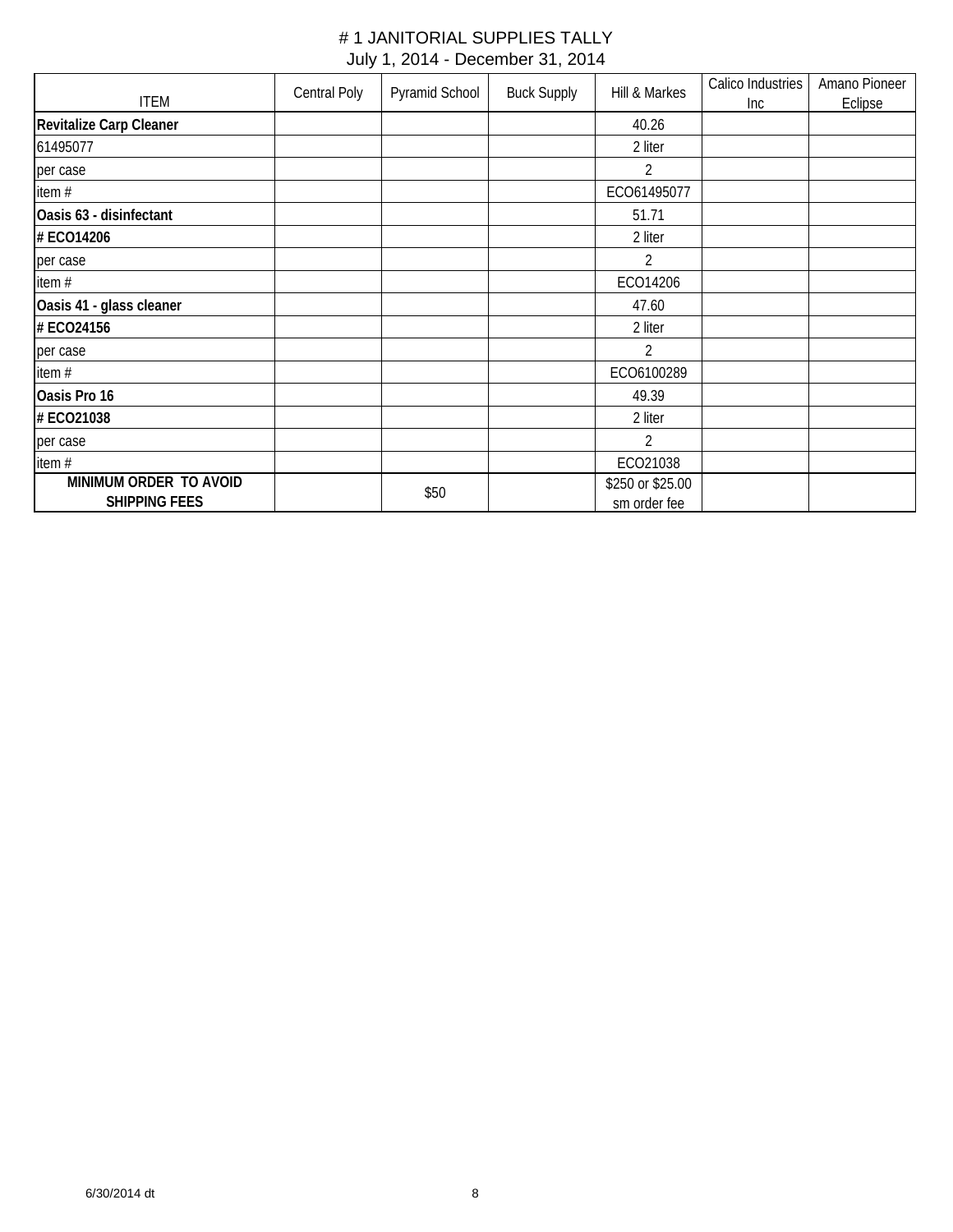# # 1 JANITORIAL SUPPLIES TALLY

July 1, 2014 - December 31, 2014

| ITEM | Central Poly | Pyramid School | Buck Supply | Hill & Markes | Calico Industries Inc | Amano Pioneer Eclipse |
|---|---|---|---|---|---|---|
| **Revitalize Carp Cleaner** | | | | 40.26 | | |
| 61495077 | | | | 2 liter | | |
| per case | | | | 2 | | |
| item # | | | | ECO61495077 | | |
| **Oasis 63 - disinfectant** | | | | 51.71 | | |
| **# ECO14206** | | | | 2 liter | | |
| per case | | | | 2 | | |
| item # | | | | ECO14206 | | |
| **Oasis 41 - glass cleaner** | | | | 47.60 | | |
| **# ECO24156** | | | | 2 liter | | |
| per case | | | | 2 | | |
| item # | | | | ECO6100289 | | |
| **Oasis Pro 16** | | | | 49.39 | | |
| **# ECO21038** | | | | 2 liter | | |
| per case | | | | 2 | | |
| item # | | | | ECO21038 | | |
| **MINIMUM ORDER TO AVOID SHIPPING FEES** | | $50 | | $250 or $25.00 sm order fee | | |

6/30/2014 dt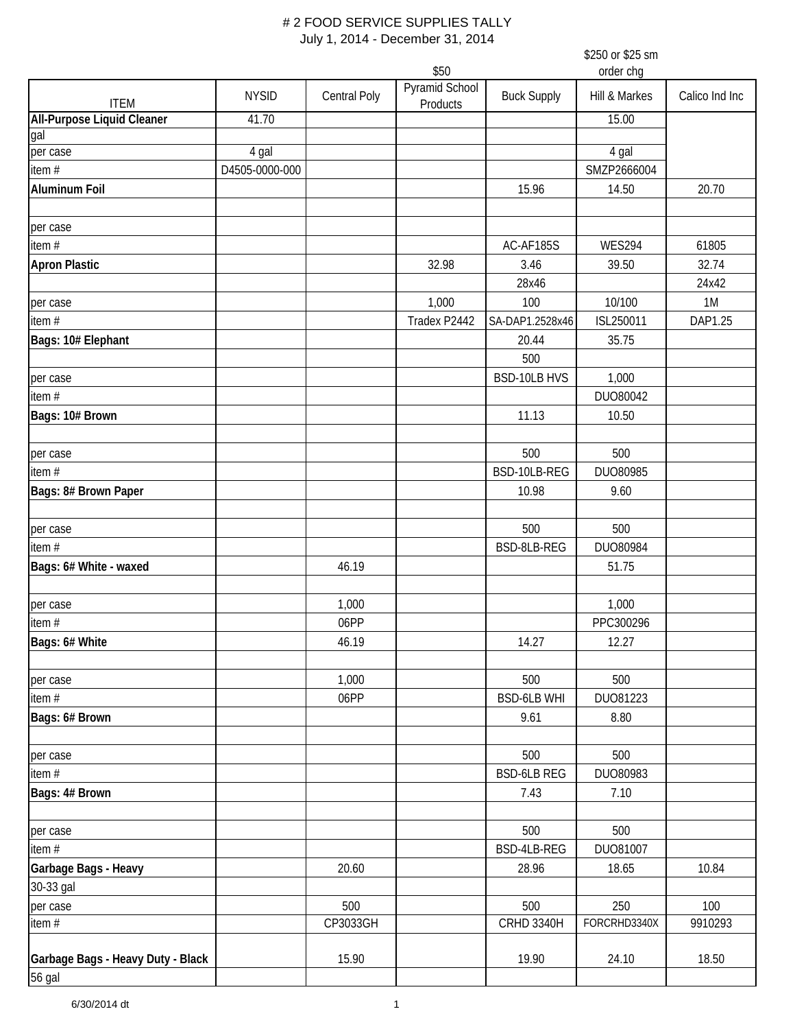# 2 FOOD SERVICE SUPPLIES TALLY

July 1, 2014 - December 31, 2014

| ITEM | NYSID | Central Poly | Pyramid School Products ($50) | Buck Supply | Hill & Markes ($250 or $25 sm order chg) | Calico Ind Inc |
|---|---|---|---|---|---|---|
| **All-Purpose Liquid Cleaner** | 41.70 | | | | 15.00 | |
| gal | | | | | | |
| per case | 4 gal | | | | 4 gal | |
| item # | D4505-0000-000 | | | | SMZP2666004 | |
| **Aluminum Foil** | | | | 15.96 | 14.50 | 20.70 |
| | | | | | | |
| per case | | | | | | |
| item # | | | | AC-AF185S | WES294 | 61805 |
| **Apron Plastic** | | | 32.98 | 3.46 | 39.50 | 32.74 |
| | | | | 28x46 | | 24x42 |
| per case | | | 1,000 | 100 | 10/100 | 1M |
| item # | | | Tradex P2442 | SA-DAP1.2528x46 | ISL250011 | DAP1.25 |
| **Bags: 10# Elephant** | | | | 20.44 | 35.75 | |
| | | | | 500 | | |
| per case | | | | BSD-10LB HVS | 1,000 | |
| item # | | | | | DUO80042 | |
| **Bags: 10# Brown** | | | | 11.13 | 10.50 | |
| | | | | | | |
| per case | | | | 500 | 500 | |
| item # | | | | BSD-10LB-REG | DUO80985 | |
| **Bags: 8# Brown Paper** | | | | 10.98 | 9.60 | |
| | | | | | | |
| per case | | | | 500 | 500 | |
| item # | | | | BSD-8LB-REG | DUO80984 | |
| **Bags: 6# White - waxed** | | 46.19 | | | 51.75 | |
| | | | | | | |
| per case | | 1,000 | | | 1,000 | |
| item # | | 06PP | | | PPC300296 | |
| **Bags: 6# White** | | 46.19 | | 14.27 | 12.27 | |
| | | | | | | |
| per case | | 1,000 | | 500 | 500 | |
| item # | | 06PP | | BSD-6LB WHI | DUO81223 | |
| **Bags: 6# Brown** | | | | 9.61 | 8.80 | |
| | | | | | | |
| per case | | | | 500 | 500 | |
| item # | | | | BSD-6LB REG | DUO80983 | |
| **Bags: 4# Brown** | | | | 7.43 | 7.10 | |
| | | | | | | |
| per case | | | | 500 | 500 | |
| item # | | | | BSD-4LB-REG | DUO81007 | |
| **Garbage Bags - Heavy** | | 20.60 | | 28.96 | 18.65 | 10.84 |
| 30-33 gal | | | | | | |
| per case | | 500 | | 500 | 250 | 100 |
| item # | | CP3033GH | | CRHD 3340H | FORCRHD3340X | 9910293 |
| **Garbage Bags - Heavy Duty - Black** | | 15.90 | | 19.90 | 24.10 | 18.50 |
| 56 gal | | | | | | |

6/30/2014 dt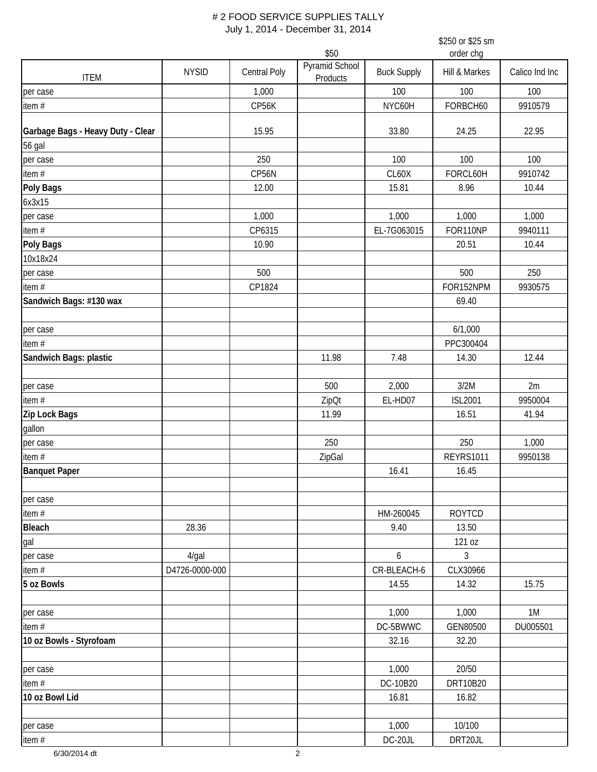# # 2 FOOD SERVICE SUPPLIES TALLY

July 1, 2014 - December 31, 2014

| ITEM | NYSID | Central Poly | $50 Pyramid School Products | Buck Supply | $250 or $25 sm order chg Hill & Markes | Calico Ind Inc |
|---|---|---|---|---|---|---|
| per case | | 1,000 | | 100 | 100 | 100 |
| item # | | CP56K | | NYC60H | FORBCH60 | 9910579 |
| **Garbage Bags - Heavy Duty - Clear** | | 15.95 | | 33.80 | 24.25 | 22.95 |
| 56 gal | | | | | | |
| per case | | 250 | | 100 | 100 | 100 |
| item # | | CP56N | | CL60X | FORCL60H | 9910742 |
| **Poly Bags** | | 12.00 | | 15.81 | 8.96 | 10.44 |
| 6x3x15 | | | | | | |
| per case | | 1,000 | | 1,000 | 1,000 | 1,000 |
| item # | | CP6315 | | EL-7G063015 | FOR110NP | 9940111 |
| **Poly Bags** | | 10.90 | | | 20.51 | 10.44 |
| 10x18x24 | | | | | | |
| per case | | 500 | | | 500 | 250 |
| item # | | CP1824 | | | FOR152NPM | 9930575 |
| **Sandwich Bags: #130 wax** | | | | | 69.40 | |
| | | | | | | |
| per case | | | | | 6/1,000 | |
| item # | | | | | PPC300404 | |
| **Sandwich Bags: plastic** | | | 11.98 | 7.48 | 14.30 | 12.44 |
| | | | | | | |
| per case | | | 500 | 2,000 | 3/2M | 2m |
| item # | | | ZipQt | EL-HD07 | ISL2001 | 9950004 |
| **Zip Lock Bags** | | | 11.99 | | 16.51 | 41.94 |
| gallon | | | | | | |
| per case | | | 250 | | 250 | 1,000 |
| item # | | | ZipGal | | REYRS1011 | 9950138 |
| **Banquet Paper** | | | | 16.41 | 16.45 | |
| | | | | | | |
| per case | | | | | | |
| item # | | | | HM-260045 | ROYTCD | |
| **Bleach** | 28.36 | | | 9.40 | 13.50 | |
| gal | | | | | 121 oz | |
| per case | 4/gal | | | 6 | 3 | |
| item # | D4726-0000-000 | | | CR-BLEACH-6 | CLX30966 | |
| **5 oz Bowls** | | | | 14.55 | 14.32 | 15.75 |
| | | | | | | |
| per case | | | | 1,000 | 1,000 | 1M |
| item # | | | | DC-5BWWC | GEN80500 | DU005501 |
| **10 oz Bowls - Styrofoam** | | | | 32.16 | 32.20 | |
| | | | | | | |
| per case | | | | 1,000 | 20/50 | |
| item # | | | | DC-10B20 | DRT10B20 | |
| **10 oz Bowl Lid** | | | | 16.81 | 16.82 | |
| | | | | | | |
| per case | | | | 1,000 | 10/100 | |
| item # | | | | DC-20JL | DRT20JL | |

6/30/2014 dt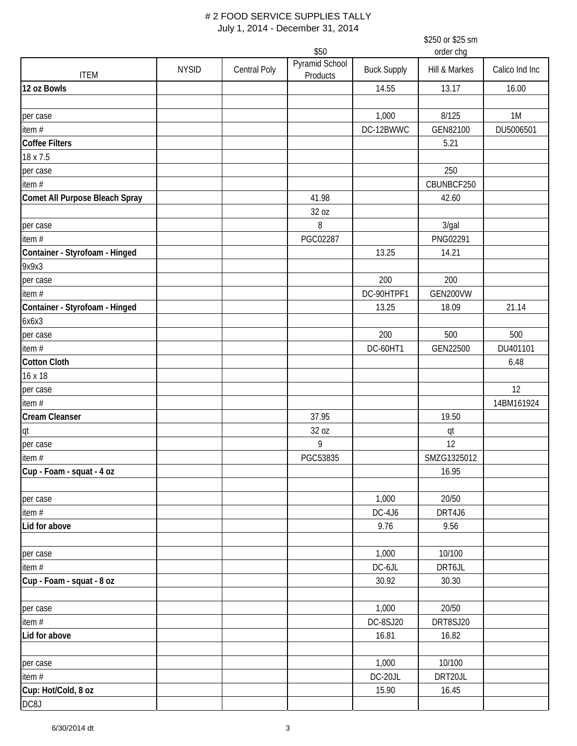# # 2 FOOD SERVICE SUPPLIES TALLY

July 1, 2014 - December 31, 2014

| ITEM | NYSID | Central Poly | $50 Pyramid School Products | Buck Supply | $250 or $25 sm order chg Hill & Markes | Calico Ind Inc |
|---|---|---|---|---|---|---|
| **12 oz Bowls** | | | | 14.55 | 13.17 | 16.00 |
| | | | | | | |
| per case | | | | 1,000 | 8/125 | 1M |
| item # | | | | DC-12BWWC | GEN82100 | DU5006501 |
| **Coffee Filters** | | | | | 5.21 | |
| 18 x 7.5 | | | | | | |
| per case | | | | | 250 | |
| item # | | | | | CBUNBCF250 | |
| **Comet All Purpose Bleach Spray** | | | 41.98 | | 42.60 | |
| | | | 32 oz | | | |
| per case | | | 8 | | 3/gal | |
| item # | | | PGC02287 | | PNG02291 | |
| **Container - Styrofoam - Hinged** | | | | 13.25 | 14.21 | |
| 9x9x3 | | | | | | |
| per case | | | | 200 | 200 | |
| item # | | | | DC-90HTPF1 | GEN200VW | |
| **Container - Styrofoam - Hinged** | | | | 13.25 | 18.09 | 21.14 |
| 6x6x3 | | | | | | |
| per case | | | | 200 | 500 | 500 |
| item # | | | | DC-60HT1 | GEN22500 | DU401101 |
| **Cotton Cloth** | | | | | | 6.48 |
| 16 x 18 | | | | | | |
| per case | | | | | | 12 |
| item # | | | | | | 14BM161924 |
| **Cream Cleanser** | | | 37.95 | | 19.50 | |
| qt | | | 32 oz | | qt | |
| per case | | | 9 | | 12 | |
| item # | | | PGC53835 | | SMZG1325012 | |
| **Cup - Foam - squat - 4 oz** | | | | | 16.95 | |
| | | | | | | |
| per case | | | | 1,000 | 20/50 | |
| item # | | | | DC-4J6 | DRT4J6 | |
| **Lid for above** | | | | 9.76 | 9.56 | |
| | | | | | | |
| per case | | | | 1,000 | 10/100 | |
| item # | | | | DC-6JL | DRT6JL | |
| **Cup - Foam - squat - 8 oz** | | | | 30.92 | 30.30 | |
| | | | | | | |
| per case | | | | 1,000 | 20/50 | |
| item # | | | | DC-8SJ20 | DRT8SJ20 | |
| **Lid for above** | | | | 16.81 | 16.82 | |
| | | | | | | |
| per case | | | | 1,000 | 10/100 | |
| item # | | | | DC-20JL | DRT20JL | |
| **Cup: Hot/Cold, 8 oz** | | | | 15.90 | 16.45 | |
| DC8J | | | | | | |

6/30/2014 dt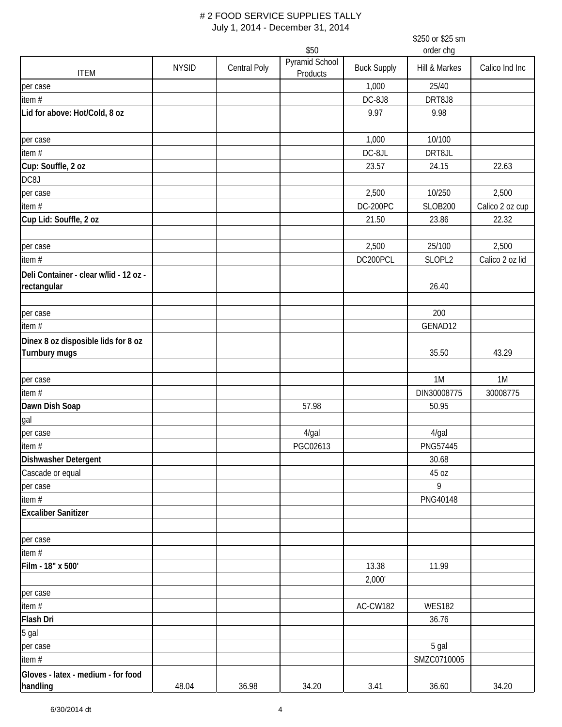# # 2 FOOD SERVICE SUPPLIES TALLY

July 1, 2014 - December 31, 2014

| ITEM | NYSID | Central Poly | $50 Pyramid School Products | Buck Supply | $250 or $25 sm order chg Hill & Markes | Calico Ind Inc |
|---|---|---|---|---|---|---|
| per case | | | | 1,000 | 25/40 | |
| item # | | | | DC-8J8 | DRT8J8 | |
| **Lid for above: Hot/Cold, 8 oz** | | | | 9.97 | 9.98 | |
| | | | | | | |
| per case | | | | 1,000 | 10/100 | |
| item # | | | | DC-8JL | DRT8JL | |
| **Cup: Souffle, 2 oz** | | | | 23.57 | 24.15 | 22.63 |
| DC8J | | | | | | |
| per case | | | | 2,500 | 10/250 | 2,500 |
| item # | | | | DC-200PC | SLOB200 | Calico 2 oz cup |
| **Cup Lid: Souffle, 2 oz** | | | | 21.50 | 23.86 | 22.32 |
| | | | | | | |
| per case | | | | 2,500 | 25/100 | 2,500 |
| item # | | | | DC200PCL | SLOPL2 | Calico 2 oz lid |
| **Deli Container - clear w/lid - 12 oz - rectangular** | | | | | 26.40 | |
| | | | | | | |
| per case | | | | | 200 | |
| item # | | | | | GENAD12 | |
| **Dinex 8 oz disposible lids for 8 oz Turnbury mugs** | | | | | 35.50 | 43.29 |
| | | | | | | |
| per case | | | | | 1M | 1M |
| item # | | | | | DIN30008775 | 30008775 |
| **Dawn Dish Soap** | | | 57.98 | | 50.95 | |
| gal | | | | | | |
| per case | | | 4/gal | | 4/gal | |
| item # | | | PGC02613 | | PNG57445 | |
| **Dishwasher Detergent** | | | | | 30.68 | |
| Cascade or equal | | | | | 45 oz | |
| per case | | | | | 9 | |
| item # | | | | | PNG40148 | |
| **Excaliber Sanitizer** | | | | | | |
| | | | | | | |
| per case | | | | | | |
| item # | | | | | | |
| **Film - 18" x 500'** | | | | 13.38 | 11.99 | |
| | | | | 2,000' | | |
| per case | | | | | | |
| item # | | | | AC-CW182 | WES182 | |
| **Flash Dri** | | | | | 36.76 | |
| 5 gal | | | | | | |
| per case | | | | | 5 gal | |
| item # | | | | | SMZC0710005 | |
| **Gloves - latex - medium - for food handling** | 48.04 | 36.98 | 34.20 | 3.41 | 36.60 | 34.20 |

6/30/2014 dt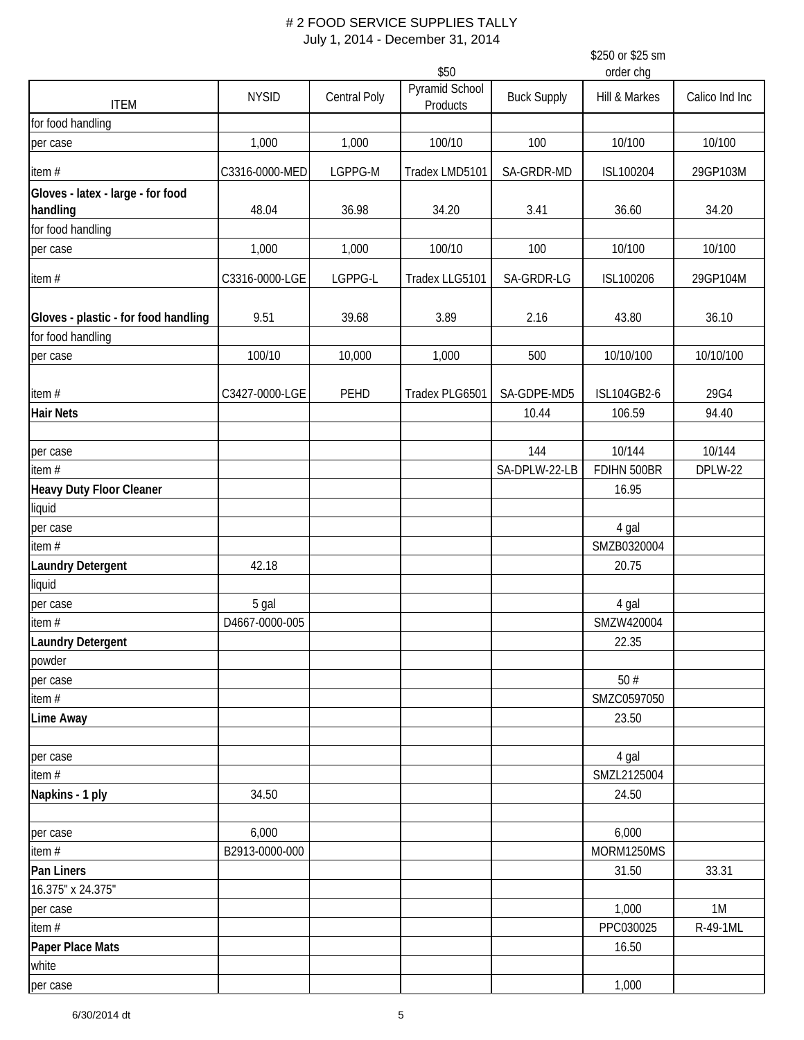# 2 FOOD SERVICE SUPPLIES TALLY

July 1, 2014 - December 31, 2014

| ITEM | NYSID | Central Poly | $50<br>Pyramid School Products | Buck Supply | $250 or $25 sm order chg<br>Hill & Markes | Calico Ind Inc |
|---|---|---|---|---|---|---|
| for food handling | | | | | | |
| per case | 1,000 | 1,000 | 100/10 | 100 | 10/100 | 10/100 |
| item # | C3316-0000-MED | LGPPG-M | Tradex LMD5101 | SA-GRDR-MD | ISL100204 | 29GP103M |
| **Gloves - latex - large - for food handling** | 48.04 | 36.98 | 34.20 | 3.41 | 36.60 | 34.20 |
| for food handling | | | | | | |
| per case | 1,000 | 1,000 | 100/10 | 100 | 10/100 | 10/100 |
| item # | C3316-0000-LGE | LGPPG-L | Tradex LLG5101 | SA-GRDR-LG | ISL100206 | 29GP104M |
| **Gloves - plastic - for food handling** | 9.51 | 39.68 | 3.89 | 2.16 | 43.80 | 36.10 |
| for food handling | | | | | | |
| per case | 100/10 | 10,000 | 1,000 | 500 | 10/10/100 | 10/10/100 |
| item # | C3427-0000-LGE | PEHD | Tradex PLG6501 | SA-GDPE-MD5 | ISL104GB2-6 | 29G4 |
| **Hair Nets** | | | | 10.44 | 106.59 | 94.40 |
| | | | | | | |
| per case | | | | 144 | 10/144 | 10/144 |
| item # | | | | SA-DPLW-22-LB | FDIHN 500BR | DPLW-22 |
| **Heavy Duty Floor Cleaner** | | | | | 16.95 | |
| liquid | | | | | | |
| per case | | | | | 4 gal | |
| item # | | | | | SMZB0320004 | |
| **Laundry Detergent** | 42.18 | | | | 20.75 | |
| liquid | | | | | | |
| per case | 5 gal | | | | 4 gal | |
| item # | D4667-0000-005 | | | | SMZW420004 | |
| **Laundry Detergent** | | | | | 22.35 | |
| powder | | | | | | |
| per case | | | | | 50 # | |
| item # | | | | | SMZC0597050 | |
| **Lime Away** | | | | | 23.50 | |
| | | | | | | |
| per case | | | | | 4 gal | |
| item # | | | | | SMZL2125004 | |
| **Napkins - 1 ply** | 34.50 | | | | 24.50 | |
| | | | | | | |
| per case | 6,000 | | | | 6,000 | |
| item # | B2913-0000-000 | | | | MORM1250MS | |
| **Pan Liners** | | | | | 31.50 | 33.31 |
| 16.375" x 24.375" | | | | | | |
| per case | | | | | 1,000 | 1M |
| item # | | | | | PPC030025 | R-49-1ML |
| **Paper Place Mats** | | | | | 16.50 | |
| white | | | | | | |
| per case | | | | | 1,000 | |

6/30/2014 dt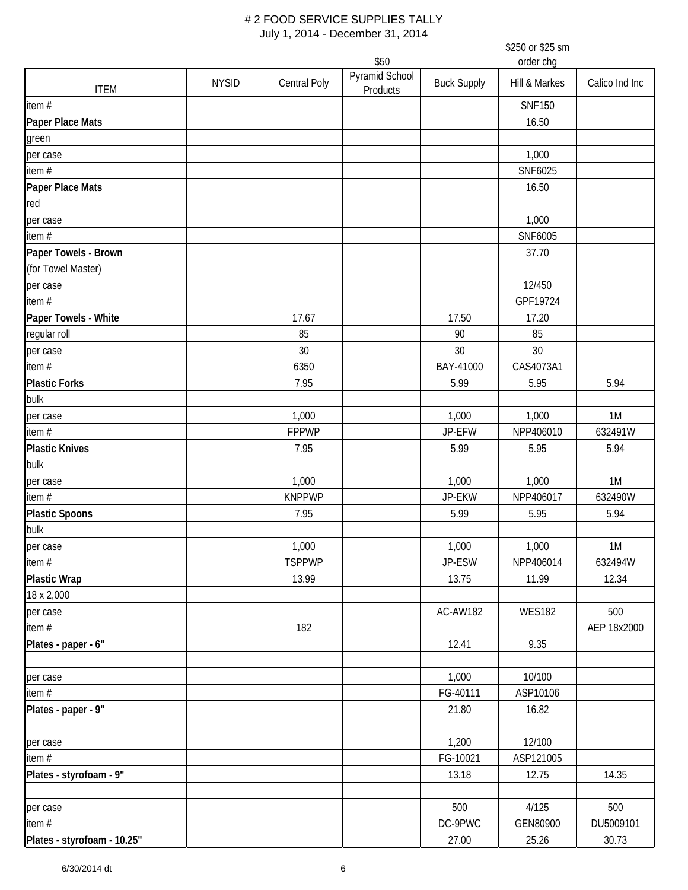# # 2 FOOD SERVICE SUPPLIES TALLY

July 1, 2014 - December 31, 2014

| ITEM | NYSID | Central Poly | $50 Pyramid School Products | Buck Supply | $250 or $25 sm order chg Hill & Markes | Calico Ind Inc |
|---|---|---|---|---|---|---|
| item # | | | | | SNF150 | |
| **Paper Place Mats** | | | | | 16.50 | |
| green | | | | | | |
| per case | | | | | 1,000 | |
| item # | | | | | SNF6025 | |
| **Paper Place Mats** | | | | | 16.50 | |
| red | | | | | | |
| per case | | | | | 1,000 | |
| item # | | | | | SNF6005 | |
| **Paper Towels - Brown** | | | | | 37.70 | |
| (for Towel Master) | | | | | | |
| per case | | | | | 12/450 | |
| item # | | | | | GPF19724 | |
| **Paper Towels - White** | | 17.67 | | 17.50 | 17.20 | |
| regular roll | | 85 | | 90 | 85 | |
| per case | | 30 | | 30 | 30 | |
| item # | | 6350 | | BAY-41000 | CAS4073A1 | |
| **Plastic Forks** | | 7.95 | | 5.99 | 5.95 | 5.94 |
| bulk | | | | | | |
| per case | | 1,000 | | 1,000 | 1,000 | 1M |
| item # | | FPPWP | | JP-EFW | NPP406010 | 632491W |
| **Plastic Knives** | | 7.95 | | 5.99 | 5.95 | 5.94 |
| bulk | | | | | | |
| per case | | 1,000 | | 1,000 | 1,000 | 1M |
| item # | | KNPPWP | | JP-EKW | NPP406017 | 632490W |
| **Plastic Spoons** | | 7.95 | | 5.99 | 5.95 | 5.94 |
| bulk | | | | | | |
| per case | | 1,000 | | 1,000 | 1,000 | 1M |
| item # | | TSPPWP | | JP-ESW | NPP406014 | 632494W |
| **Plastic Wrap** | | 13.99 | | 13.75 | 11.99 | 12.34 |
| 18 x 2,000 | | | | | | |
| per case | | | | AC-AW182 | WES182 | 500 |
| item # | | 182 | | | | AEP 18x2000 |
| **Plates - paper - 6"** | | | | 12.41 | 9.35 | |
| | | | | | | |
| per case | | | | 1,000 | 10/100 | |
| item # | | | | FG-40111 | ASP10106 | |
| **Plates - paper - 9"** | | | | 21.80 | 16.82 | |
| | | | | | | |
| per case | | | | 1,200 | 12/100 | |
| item # | | | | FG-10021 | ASP121005 | |
| **Plates - styrofoam - 9"** | | | | 13.18 | 12.75 | 14.35 |
| | | | | | | |
| per case | | | | 500 | 4/125 | 500 |
| item # | | | | DC-9PWC | GEN80900 | DU5009101 |
| **Plates - styrofoam - 10.25"** | | | | 27.00 | 25.26 | 30.73 |

6/30/2014 dt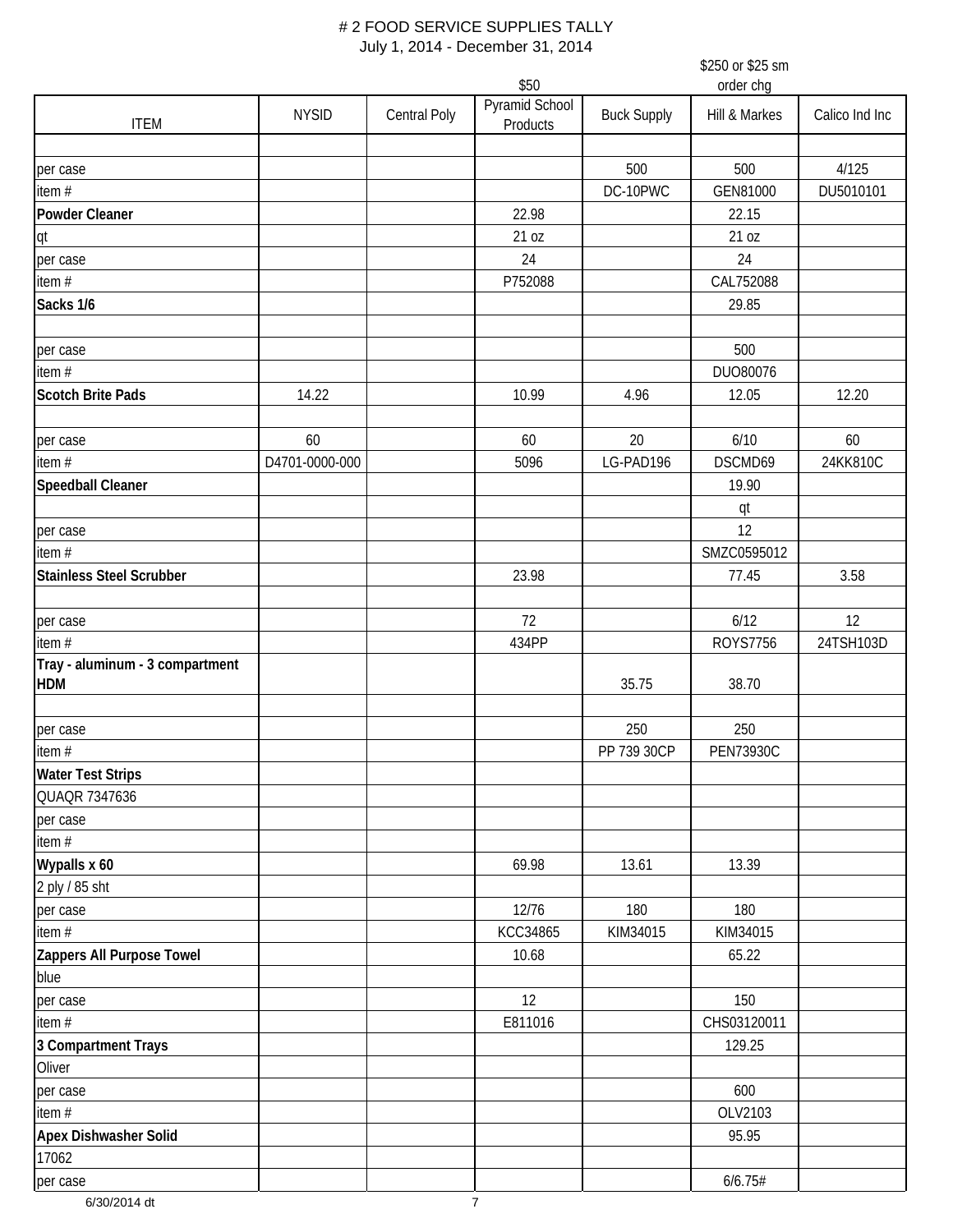# 2 FOOD SERVICE SUPPLIES TALLY

July 1, 2014 - December 31, 2014

| ITEM | NYSID | Central Poly | $50<br>Pyramid School Products | Buck Supply | $250 or $25 sm order chg<br>Hill & Markes | Calico Ind Inc |
|---|---|---|---|---|---|---|
| | | | | | | |
| per case | | | | 500 | 500 | 4/125 |
| item # | | | | DC-10PWC | GEN81000 | DU5010101 |
| **Powder Cleaner** | | | 22.98 | | 22.15 | |
| qt | | | 21 oz | | 21 oz | |
| per case | | | 24 | | 24 | |
| item # | | | P752088 | | CAL752088 | |
| **Sacks 1/6** | | | | | 29.85 | |
| | | | | | | |
| per case | | | | | 500 | |
| item # | | | | | DUO80076 | |
| **Scotch Brite Pads** | 14.22 | | 10.99 | 4.96 | 12.05 | 12.20 |
| | | | | | | |
| per case | 60 | | 60 | 20 | 6/10 | 60 |
| item # | D4701-0000-000 | | 5096 | LG-PAD196 | DSCMD69 | 24KK810C |
| **Speedball Cleaner** | | | | | 19.90 | |
| | | | | | qt | |
| per case | | | | | 12 | |
| item # | | | | | SMZC0595012 | |
| **Stainless Steel Scrubber** | | | 23.98 | | 77.45 | 3.58 |
| | | | | | | |
| per case | | | 72 | | 6/12 | 12 |
| item # | | | 434PP | | ROYS7756 | 24TSH103D |
| **Tray - aluminum - 3 compartment HDM** | | | | 35.75 | 38.70 | |
| | | | | | | |
| per case | | | | 250 | 250 | |
| item # | | | | PP 739 30CP | PEN73930C | |
| **Water Test Strips** | | | | | | |
| QUAQR 7347636 | | | | | | |
| per case | | | | | | |
| item # | | | | | | |
| **Wypalls x 60** | | | 69.98 | 13.61 | 13.39 | |
| 2 ply / 85 sht | | | | | | |
| per case | | | 12/76 | 180 | 180 | |
| item # | | | KCC34865 | KIM34015 | KIM34015 | |
| **Zappers All Purpose Towel** | | | 10.68 | | 65.22 | |
| blue | | | | | | |
| per case | | | 12 | | 150 | |
| item # | | | E811016 | | CHS03120011 | |
| **3 Compartment Trays** | | | | | 129.25 | |
| Oliver | | | | | | |
| per case | | | | | 600 | |
| item # | | | | | OLV2103 | |
| **Apex Dishwasher Solid** | | | | | 95.95 | |
| 17062 | | | | | | |
| per case | | | | | 6/6.75# | |

6/30/2014 dt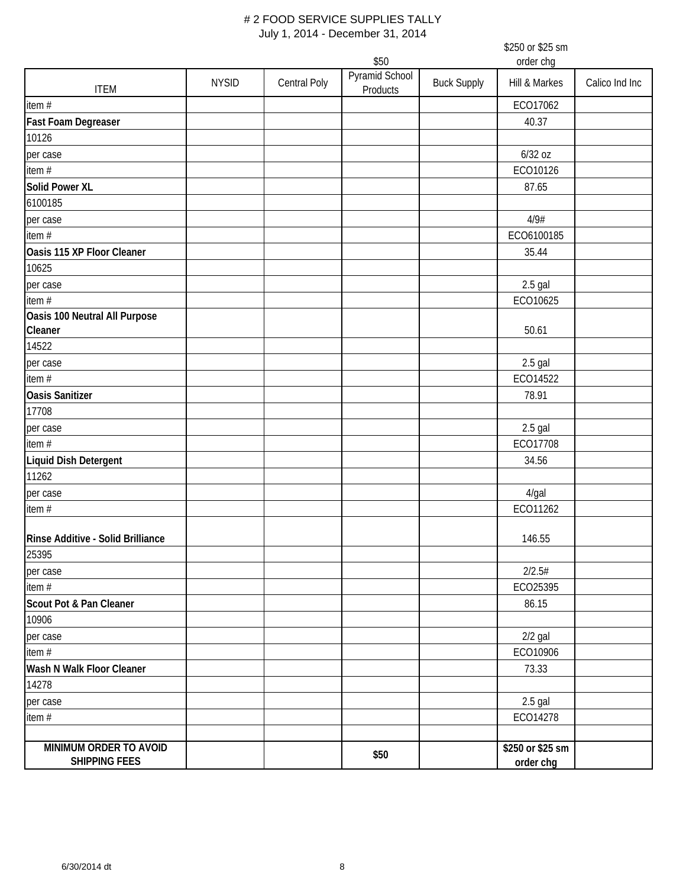# # 2 FOOD SERVICE SUPPLIES TALLY

July 1, 2014 - December 31, 2014

| ITEM | NYSID | Central Poly | $50<br>Pyramid School Products | Buck Supply | $250 or $25 sm order chg<br>Hill & Markes | Calico Ind Inc |
|---|---|---|---|---|---|---|
| item # | | | | | ECO17062 | |
| **Fast Foam Degreaser** | | | | | 40.37 | |
| 10126 | | | | | | |
| per case | | | | | 6/32 oz | |
| item # | | | | | ECO10126 | |
| **Solid Power XL** | | | | | 87.65 | |
| 6100185 | | | | | | |
| per case | | | | | 4/9# | |
| item # | | | | | ECO6100185 | |
| **Oasis 115 XP Floor Cleaner** | | | | | 35.44 | |
| 10625 | | | | | | |
| per case | | | | | 2.5 gal | |
| item # | | | | | ECO10625 | |
| **Oasis 100 Neutral All Purpose Cleaner** | | | | | 50.61 | |
| 14522 | | | | | | |
| per case | | | | | 2.5 gal | |
| item # | | | | | ECO14522 | |
| **Oasis Sanitizer** | | | | | 78.91 | |
| 17708 | | | | | | |
| per case | | | | | 2.5 gal | |
| item # | | | | | ECO17708 | |
| **Liquid Dish Detergent** | | | | | 34.56 | |
| 11262 | | | | | | |
| per case | | | | | 4/gal | |
| item # | | | | | ECO11262 | |
| **Rinse Additive - Solid Brilliance** | | | | | 146.55 | |
| 25395 | | | | | | |
| per case | | | | | 2/2.5# | |
| item # | | | | | ECO25395 | |
| **Scout Pot & Pan Cleaner** | | | | | 86.15 | |
| 10906 | | | | | | |
| per case | | | | | 2/2 gal | |
| item # | | | | | ECO10906 | |
| **Wash N Walk Floor Cleaner** | | | | | 73.33 | |
| 14278 | | | | | | |
| per case | | | | | 2.5 gal | |
| item # | | | | | ECO14278 | |
| | | | | | | |
| **MINIMUM ORDER TO AVOID SHIPPING FEES** | | | **$50** | | **$250 or $25 sm order chg** | |

6/30/2014 dt